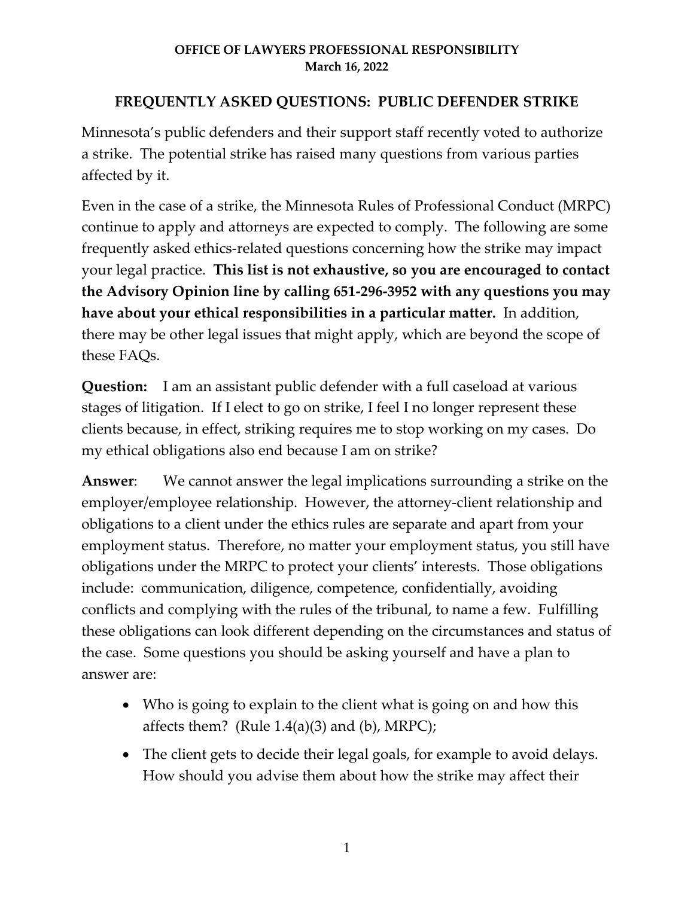**OFFICE OF LAWYERS PROFESSIONAL RESPONSIBILITY**
**March 16, 2022**

# FREQUENTLY ASKED QUESTIONS: PUBLIC DEFENDER STRIKE

Minnesota's public defenders and their support staff recently voted to authorize a strike. The potential strike has raised many questions from various parties affected by it.

Even in the case of a strike, the Minnesota Rules of Professional Conduct (MRPC) continue to apply and attorneys are expected to comply. The following are some frequently asked ethics-related questions concerning how the strike may impact your legal practice. **This list is not exhaustive, so you are encouraged to contact the Advisory Opinion line by calling 651-296-3952 with any questions you may have about your ethical responsibilities in a particular matter.** In addition, there may be other legal issues that might apply, which are beyond the scope of these FAQs.

**Question:** I am an assistant public defender with a full caseload at various stages of litigation. If I elect to go on strike, I feel I no longer represent these clients because, in effect, striking requires me to stop working on my cases. Do my ethical obligations also end because I am on strike?

**Answer**: We cannot answer the legal implications surrounding a strike on the employer/employee relationship. However, the attorney-client relationship and obligations to a client under the ethics rules are separate and apart from your employment status. Therefore, no matter your employment status, you still have obligations under the MRPC to protect your clients' interests. Those obligations include: communication, diligence, competence, confidentially, avoiding conflicts and complying with the rules of the tribunal, to name a few. Fulfilling these obligations can look different depending on the circumstances and status of the case. Some questions you should be asking yourself and have a plan to answer are:

- Who is going to explain to the client what is going on and how this affects them? (Rule 1.4(a)(3) and (b), MRPC);
- The client gets to decide their legal goals, for example to avoid delays. How should you advise them about how the strike may affect their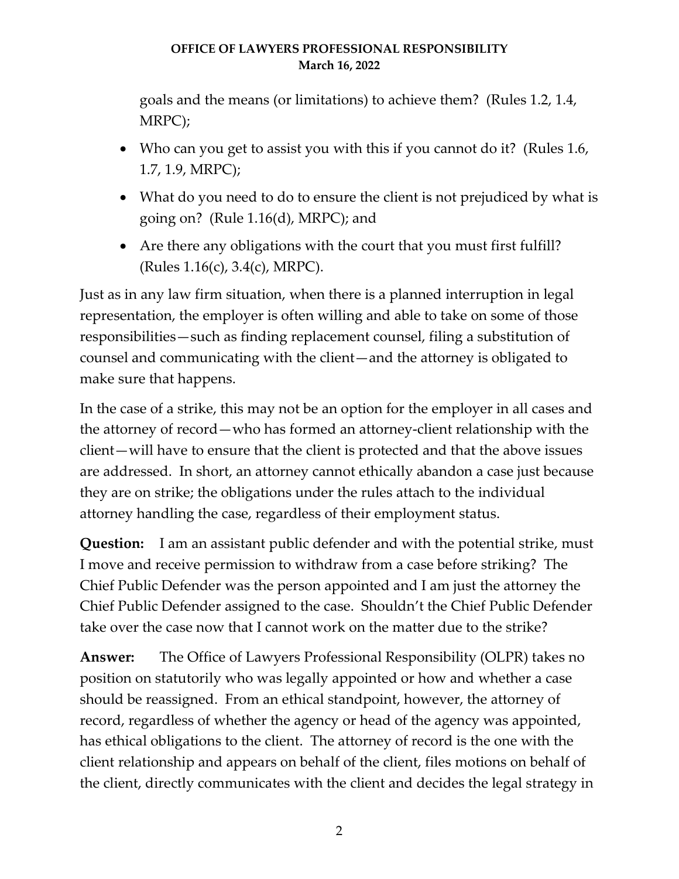goals and the means (or limitations) to achieve them? (Rules 1.2, 1.4, MRPC);

- Who can you get to assist you with this if you cannot do it? (Rules 1.6, 1.7, 1.9, MRPC);
- What do you need to do to ensure the client is not prejudiced by what is going on? (Rule 1.16(d), MRPC); and
- Are there any obligations with the court that you must first fulfill? (Rules 1.16(c), 3.4(c), MRPC).

Just as in any law firm situation, when there is a planned interruption in legal representation, the employer is often willing and able to take on some of those responsibilities—such as finding replacement counsel, filing a substitution of counsel and communicating with the client—and the attorney is obligated to make sure that happens.

In the case of a strike, this may not be an option for the employer in all cases and the attorney of record—who has formed an attorney-client relationship with the client—will have to ensure that the client is protected and that the above issues are addressed. In short, an attorney cannot ethically abandon a case just because they are on strike; the obligations under the rules attach to the individual attorney handling the case, regardless of their employment status.

**Question:** I am an assistant public defender and with the potential strike, must I move and receive permission to withdraw from a case before striking? The Chief Public Defender was the person appointed and I am just the attorney the Chief Public Defender assigned to the case. Shouldn't the Chief Public Defender take over the case now that I cannot work on the matter due to the strike?

**Answer:** The Office of Lawyers Professional Responsibility (OLPR) takes no position on statutorily who was legally appointed or how and whether a case should be reassigned. From an ethical standpoint, however, the attorney of record, regardless of whether the agency or head of the agency was appointed, has ethical obligations to the client. The attorney of record is the one with the client relationship and appears on behalf of the client, files motions on behalf of the client, directly communicates with the client and decides the legal strategy in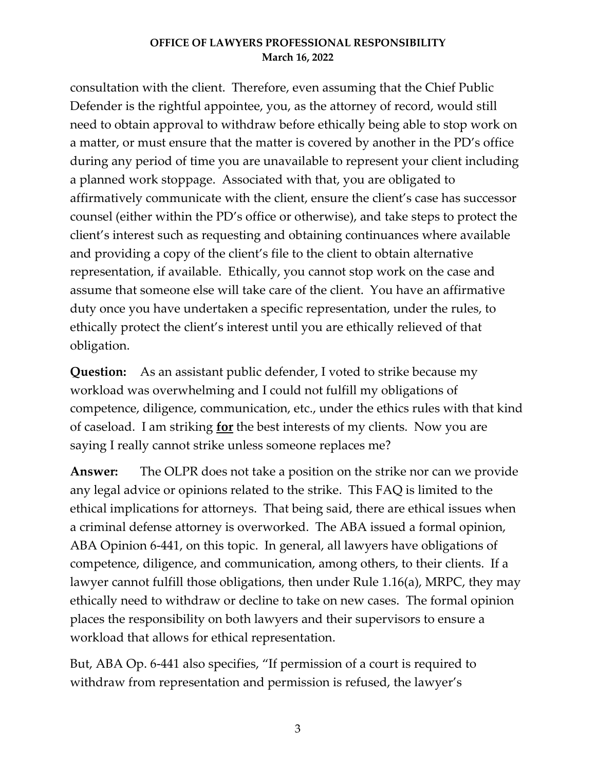consultation with the client. Therefore, even assuming that the Chief Public Defender is the rightful appointee, you, as the attorney of record, would still need to obtain approval to withdraw before ethically being able to stop work on a matter, or must ensure that the matter is covered by another in the PD's office during any period of time you are unavailable to represent your client including a planned work stoppage. Associated with that, you are obligated to affirmatively communicate with the client, ensure the client's case has successor counsel (either within the PD's office or otherwise), and take steps to protect the client's interest such as requesting and obtaining continuances where available and providing a copy of the client's file to the client to obtain alternative representation, if available. Ethically, you cannot stop work on the case and assume that someone else will take care of the client. You have an affirmative duty once you have undertaken a specific representation, under the rules, to ethically protect the client's interest until you are ethically relieved of that obligation.

**Question:** As an assistant public defender, I voted to strike because my workload was overwhelming and I could not fulfill my obligations of competence, diligence, communication, etc., under the ethics rules with that kind of caseload. I am striking **<u>for</u>** the best interests of my clients. Now you are saying I really cannot strike unless someone replaces me?

**Answer:** The OLPR does not take a position on the strike nor can we provide any legal advice or opinions related to the strike. This FAQ is limited to the ethical implications for attorneys. That being said, there are ethical issues when a criminal defense attorney is overworked. The ABA issued a formal opinion, ABA Opinion 6-441, on this topic. In general, all lawyers have obligations of competence, diligence, and communication, among others, to their clients. If a lawyer cannot fulfill those obligations, then under Rule 1.16(a), MRPC, they may ethically need to withdraw or decline to take on new cases. The formal opinion places the responsibility on both lawyers and their supervisors to ensure a workload that allows for ethical representation.

But, ABA Op. 6-441 also specifies, "If permission of a court is required to withdraw from representation and permission is refused, the lawyer's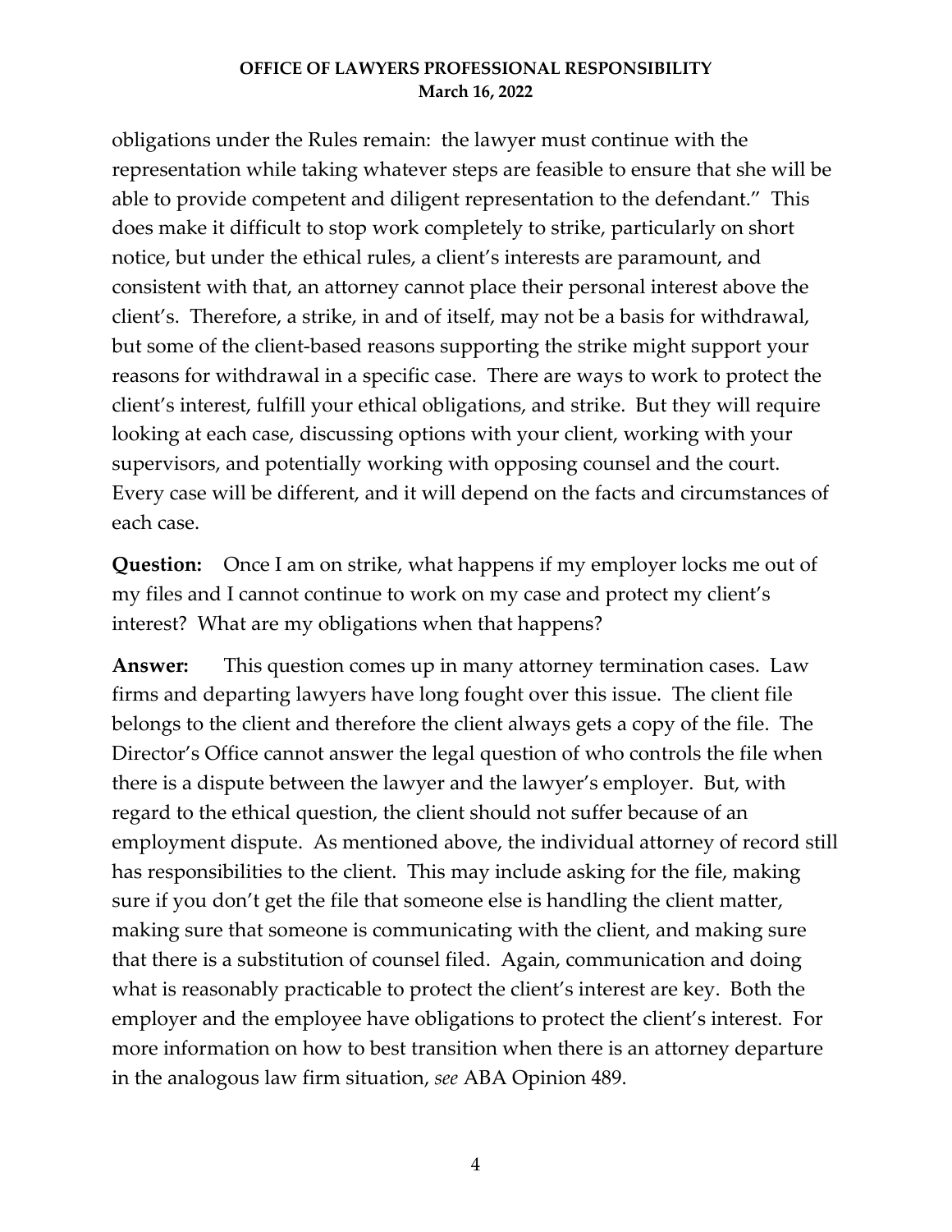obligations under the Rules remain: the lawyer must continue with the representation while taking whatever steps are feasible to ensure that she will be able to provide competent and diligent representation to the defendant." This does make it difficult to stop work completely to strike, particularly on short notice, but under the ethical rules, a client's interests are paramount, and consistent with that, an attorney cannot place their personal interest above the client's. Therefore, a strike, in and of itself, may not be a basis for withdrawal, but some of the client-based reasons supporting the strike might support your reasons for withdrawal in a specific case. There are ways to work to protect the client's interest, fulfill your ethical obligations, and strike. But they will require looking at each case, discussing options with your client, working with your supervisors, and potentially working with opposing counsel and the court. Every case will be different, and it will depend on the facts and circumstances of each case.

**Question:** Once I am on strike, what happens if my employer locks me out of my files and I cannot continue to work on my case and protect my client's interest? What are my obligations when that happens?

**Answer:** This question comes up in many attorney termination cases. Law firms and departing lawyers have long fought over this issue. The client file belongs to the client and therefore the client always gets a copy of the file. The Director's Office cannot answer the legal question of who controls the file when there is a dispute between the lawyer and the lawyer's employer. But, with regard to the ethical question, the client should not suffer because of an employment dispute. As mentioned above, the individual attorney of record still has responsibilities to the client. This may include asking for the file, making sure if you don't get the file that someone else is handling the client matter, making sure that someone is communicating with the client, and making sure that there is a substitution of counsel filed. Again, communication and doing what is reasonably practicable to protect the client's interest are key. Both the employer and the employee have obligations to protect the client's interest. For more information on how to best transition when there is an attorney departure in the analogous law firm situation, *see* ABA Opinion 489.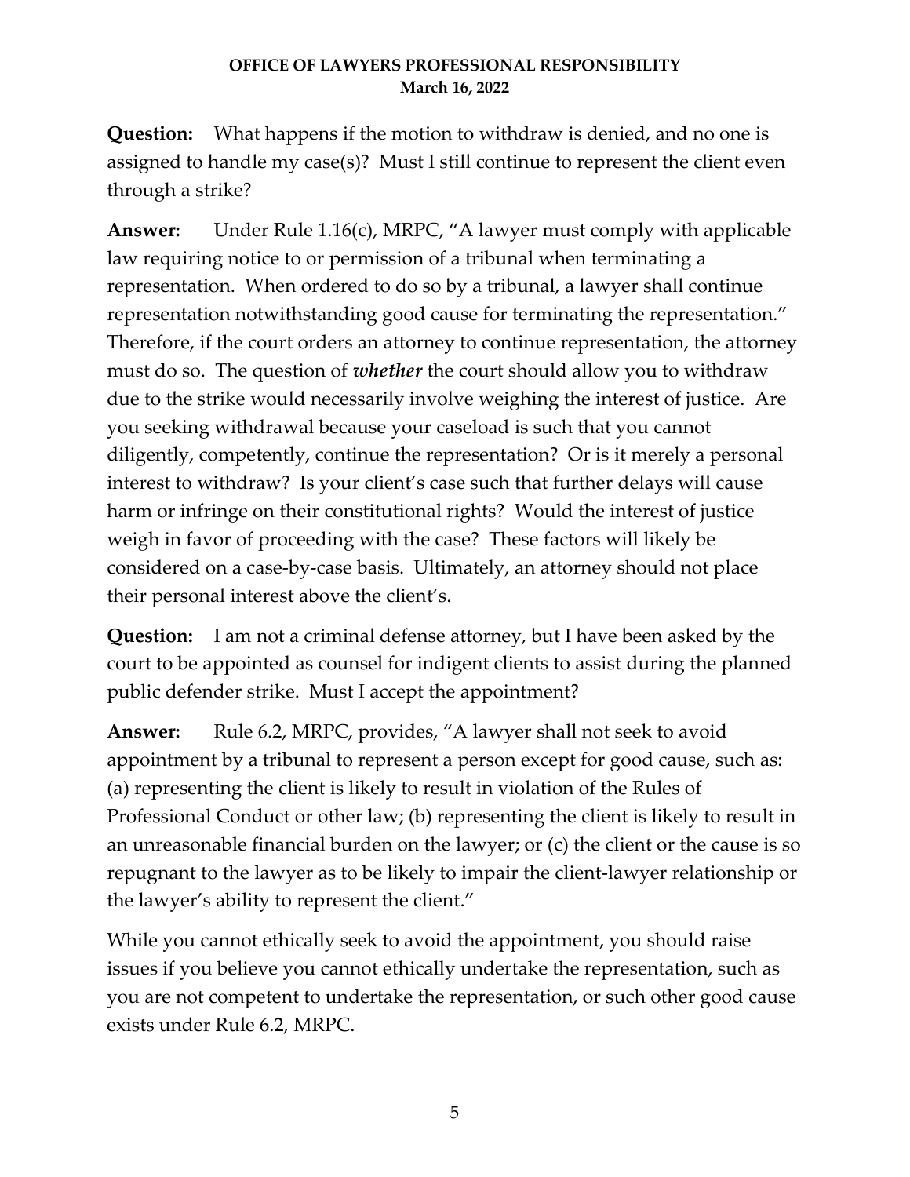**Question:** What happens if the motion to withdraw is denied, and no one is assigned to handle my case(s)? Must I still continue to represent the client even through a strike?

**Answer:** Under Rule 1.16(c), MRPC, "A lawyer must comply with applicable law requiring notice to or permission of a tribunal when terminating a representation. When ordered to do so by a tribunal, a lawyer shall continue representation notwithstanding good cause for terminating the representation." Therefore, if the court orders an attorney to continue representation, the attorney must do so. The question of ***whether*** the court should allow you to withdraw due to the strike would necessarily involve weighing the interest of justice. Are you seeking withdrawal because your caseload is such that you cannot diligently, competently, continue the representation? Or is it merely a personal interest to withdraw? Is your client's case such that further delays will cause harm or infringe on their constitutional rights? Would the interest of justice weigh in favor of proceeding with the case? These factors will likely be considered on a case-by-case basis. Ultimately, an attorney should not place their personal interest above the client's.

**Question:** I am not a criminal defense attorney, but I have been asked by the court to be appointed as counsel for indigent clients to assist during the planned public defender strike. Must I accept the appointment?

**Answer:** Rule 6.2, MRPC, provides, "A lawyer shall not seek to avoid appointment by a tribunal to represent a person except for good cause, such as: (a) representing the client is likely to result in violation of the Rules of Professional Conduct or other law; (b) representing the client is likely to result in an unreasonable financial burden on the lawyer; or (c) the client or the cause is so repugnant to the lawyer as to be likely to impair the client-lawyer relationship or the lawyer's ability to represent the client."

While you cannot ethically seek to avoid the appointment, you should raise issues if you believe you cannot ethically undertake the representation, such as you are not competent to undertake the representation, or such other good cause exists under Rule 6.2, MRPC.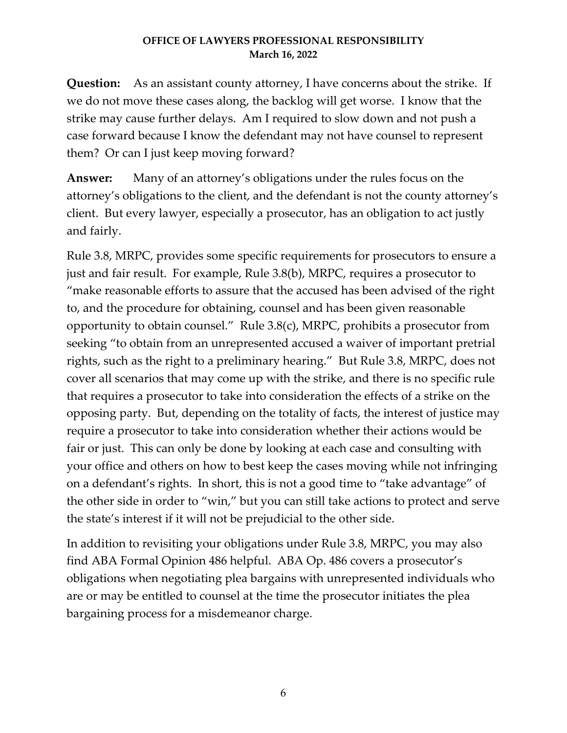**Question:** As an assistant county attorney, I have concerns about the strike. If we do not move these cases along, the backlog will get worse. I know that the strike may cause further delays. Am I required to slow down and not push a case forward because I know the defendant may not have counsel to represent them? Or can I just keep moving forward?

**Answer:** Many of an attorney's obligations under the rules focus on the attorney's obligations to the client, and the defendant is not the county attorney's client. But every lawyer, especially a prosecutor, has an obligation to act justly and fairly.

Rule 3.8, MRPC, provides some specific requirements for prosecutors to ensure a just and fair result. For example, Rule 3.8(b), MRPC, requires a prosecutor to "make reasonable efforts to assure that the accused has been advised of the right to, and the procedure for obtaining, counsel and has been given reasonable opportunity to obtain counsel." Rule 3.8(c), MRPC, prohibits a prosecutor from seeking "to obtain from an unrepresented accused a waiver of important pretrial rights, such as the right to a preliminary hearing." But Rule 3.8, MRPC, does not cover all scenarios that may come up with the strike, and there is no specific rule that requires a prosecutor to take into consideration the effects of a strike on the opposing party. But, depending on the totality of facts, the interest of justice may require a prosecutor to take into consideration whether their actions would be fair or just. This can only be done by looking at each case and consulting with your office and others on how to best keep the cases moving while not infringing on a defendant's rights. In short, this is not a good time to "take advantage" of the other side in order to "win," but you can still take actions to protect and serve the state's interest if it will not be prejudicial to the other side.

In addition to revisiting your obligations under Rule 3.8, MRPC, you may also find ABA Formal Opinion 486 helpful. ABA Op. 486 covers a prosecutor's obligations when negotiating plea bargains with unrepresented individuals who are or may be entitled to counsel at the time the prosecutor initiates the plea bargaining process for a misdemeanor charge.